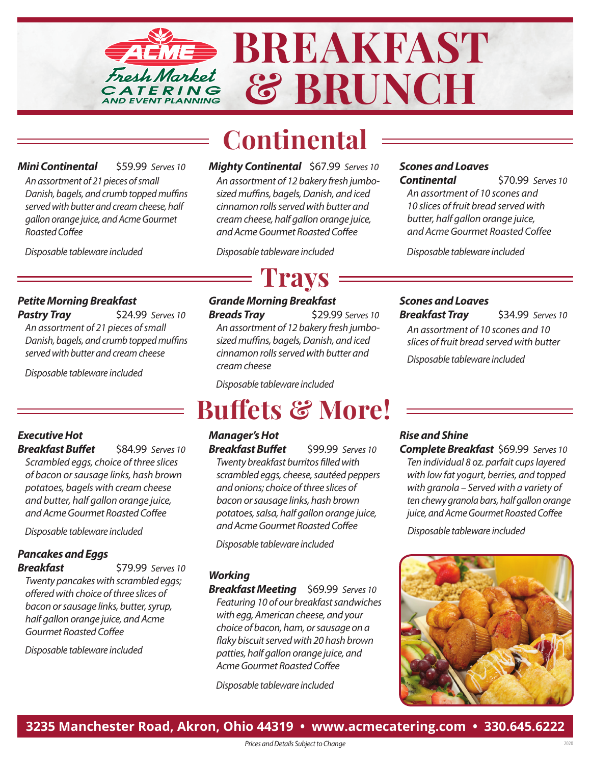# BREAKFAST & BRUNCH

ACME Fresh Market CATERING AND EVENT PLANNING

## Continental

**_Mini Continental_** $59.99 *Serves 10*

*An assortment of 21 pieces of small Danish, bagels, and crumb topped muffins served with butter and cream cheese, half gallon orange juice, and Acme Gourmet Roasted Coffee*

*Disposable tableware included*

**_Mighty Continental_** $67.99 *Serves 10*

*An assortment of 12 bakery fresh jumbo-sized muffins, bagels, Danish, and iced cinnamon rolls served with butter and cream cheese, half gallon orange juice, and Acme Gourmet Roasted Coffee*

*Disposable tableware included*

**_Scones and Loaves Continental_** $70.99 *Serves 10*

*An assortment of 10 scones and 10 slices of fruit bread served with butter, half gallon orange juice, and Acme Gourmet Roasted Coffee*

*Disposable tableware included*

## Trays

**_Petite Morning Breakfast Pastry Tray_** $24.99 *Serves 10*

*An assortment of 21 pieces of small Danish, bagels, and crumb topped muffins served with butter and cream cheese*

*Disposable tableware included*

**_Grande Morning Breakfast Breads Tray_** $29.99 *Serves 10*

*An assortment of 12 bakery fresh jumbo-sized muffins, bagels, Danish, and iced cinnamon rolls served with butter and cream cheese*

*Disposable tableware included*

**_Scones and Loaves Breakfast Tray_** $34.99 *Serves 10*

*An assortment of 10 scones and 10 slices of fruit bread served with butter*

*Disposable tableware included*

## Buffets & More!

**_Executive Hot Breakfast Buffet_** $84.99 *Serves 10*

*Scrambled eggs, choice of three slices of bacon or sausage links, hash brown potatoes, bagels with cream cheese and butter, half gallon orange juice, and Acme Gourmet Roasted Coffee*

*Disposable tableware included*

**_Pancakes and Eggs Breakfast_** $79.99 *Serves 10*

*Twenty pancakes with scrambled eggs; offered with choice of three slices of bacon or sausage links, butter, syrup, half gallon orange juice, and Acme Gourmet Roasted Coffee*

*Disposable tableware included*

**_Manager's Hot Breakfast Buffet_** $99.99 *Serves 10*

*Twenty breakfast burritos filled with scrambled eggs, cheese, sautéed peppers and onions; choice of three slices of bacon or sausage links, hash brown potatoes, salsa, half gallon orange juice, and Acme Gourmet Roasted Coffee*

*Disposable tableware included*

**_Working Breakfast Meeting_** $69.99 *Serves 10*

*Featuring 10 of our breakfast sandwiches with egg, American cheese, and your choice of bacon, ham, or sausage on a flaky biscuit served with 20 hash brown patties, half gallon orange juice, and Acme Gourmet Roasted Coffee*

*Disposable tableware included*

**_Rise and Shine Complete Breakfast_** $69.99 *Serves 10*

*Ten individual 8 oz. parfait cups layered with low fat yogurt, berries, and topped with granola – Served with a variety of ten chewy granola bars, half gallon orange juice, and Acme Gourmet Roasted Coffee*

*Disposable tableware included*

**3235 Manchester Road, Akron, Ohio 44319 • www.acmecatering.com • 330.645.6222**

*Prices and Details Subject to Change*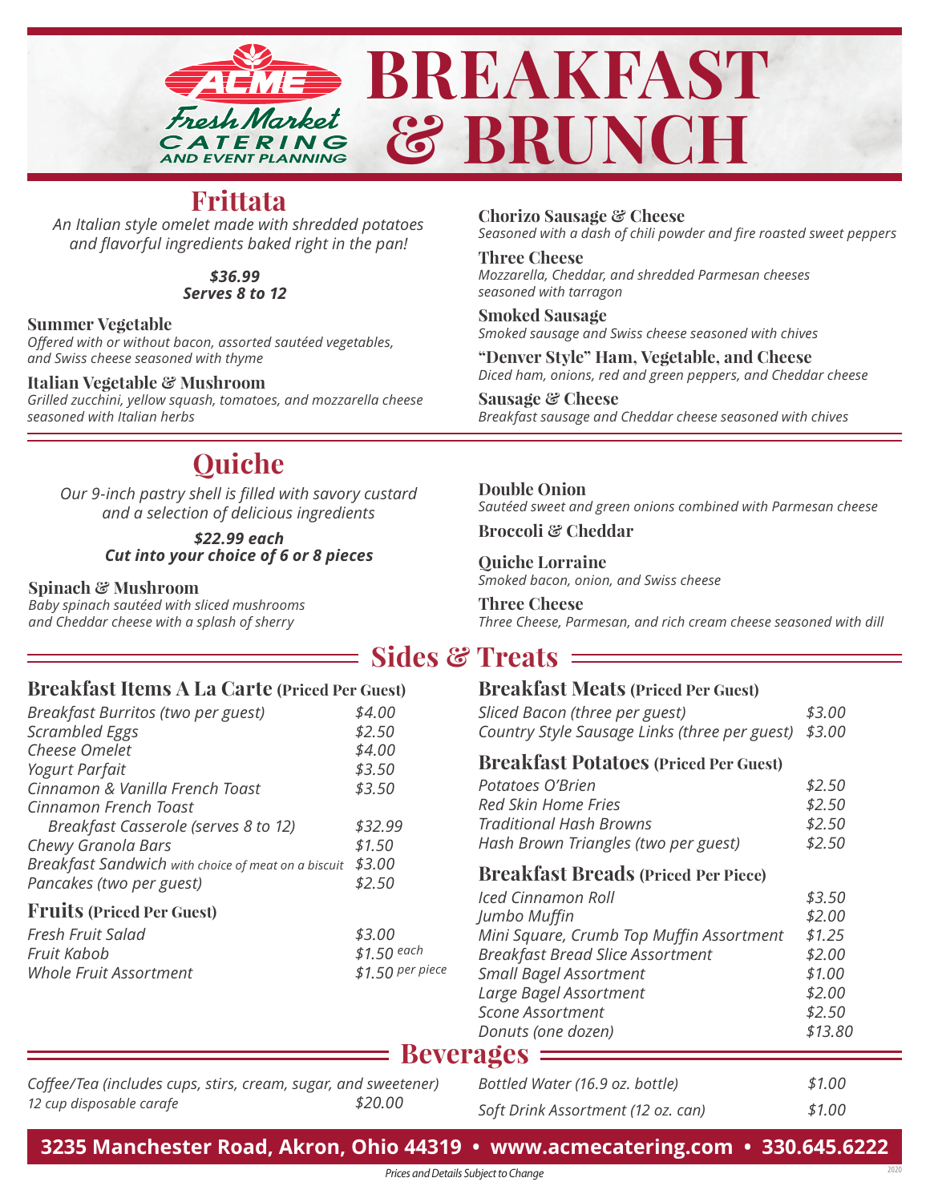# BREAKFAST & BRUNCH

ACME Fresh Market CATERING AND EVENT PLANNING

## Frittata

*An Italian style omelet made with shredded potatoes and flavorful ingredients baked right in the pan!*

***$36.99***
***Serves 8 to 12***

**Summer Vegetable**
*Offered with or without bacon, assorted sautéed vegetables, and Swiss cheese seasoned with thyme*

**Italian Vegetable & Mushroom**
*Grilled zucchini, yellow squash, tomatoes, and mozzarella cheese seasoned with Italian herbs*

**Chorizo Sausage & Cheese**
*Seasoned with a dash of chili powder and fire roasted sweet peppers*

**Three Cheese**
*Mozzarella, Cheddar, and shredded Parmesan cheeses seasoned with tarragon*

**Smoked Sausage**
*Smoked sausage and Swiss cheese seasoned with chives*

**"Denver Style" Ham, Vegetable, and Cheese**
*Diced ham, onions, red and green peppers, and Cheddar cheese*

**Sausage & Cheese**
*Breakfast sausage and Cheddar cheese seasoned with chives*

## Quiche

*Our 9-inch pastry shell is filled with savory custard and a selection of delicious ingredients*

***$22.99 each***
***Cut into your choice of 6 or 8 pieces***

**Spinach & Mushroom**
*Baby spinach sautéed with sliced mushrooms and Cheddar cheese with a splash of sherry*

**Double Onion**
*Sautéed sweet and green onions combined with Parmesan cheese*

**Broccoli & Cheddar**

**Quiche Lorraine**
*Smoked bacon, onion, and Swiss cheese*

**Three Cheese**
*Three Cheese, Parmesan, and rich cream cheese seasoned with dill*

## Sides & Treats

### Breakfast Items A La Carte (Priced Per Guest)

| | |
|---|---|
| *Breakfast Burritos (two per guest)* | *$4.00* |
| *Scrambled Eggs* | *$2.50* |
| *Cheese Omelet* | *$4.00* |
| *Yogurt Parfait* | *$3.50* |
| *Cinnamon & Vanilla French Toast* | *$3.50* |
| *Cinnamon French Toast Breakfast Casserole (serves 8 to 12)* | *$32.99* |
| *Chewy Granola Bars* | *$1.50* |
| *Breakfast Sandwich with choice of meat on a biscuit* | *$3.00* |
| *Pancakes (two per guest)* | *$2.50* |

### Fruits (Priced Per Guest)

| | |
|---|---|
| *Fresh Fruit Salad* | *$3.00* |
| *Fruit Kabob* | *$1.50 each* |
| *Whole Fruit Assortment* | *$1.50 per piece* |

### Breakfast Meats (Priced Per Guest)

| | |
|---|---|
| *Sliced Bacon (three per guest)* | *$3.00* |
| *Country Style Sausage Links (three per guest)* | *$3.00* |

### Breakfast Potatoes (Priced Per Guest)

| | |
|---|---|
| *Potatoes O'Brien* | *$2.50* |
| *Red Skin Home Fries* | *$2.50* |
| *Traditional Hash Browns* | *$2.50* |
| *Hash Brown Triangles (two per guest)* | *$2.50* |

### Breakfast Breads (Priced Per Piece)

| | |
|---|---|
| *Iced Cinnamon Roll* | *$3.50* |
| *Jumbo Muffin* | *$2.00* |
| *Mini Square, Crumb Top Muffin Assortment* | *$1.25* |
| *Breakfast Bread Slice Assortment* | *$2.00* |
| *Small Bagel Assortment* | *$1.00* |
| *Large Bagel Assortment* | *$2.00* |
| *Scone Assortment* | *$2.50* |
| *Donuts (one dozen)* | *$13.80* |

## Beverages

| | |
|---|---|
| *Coffee/Tea (includes cups, stirs, cream, sugar, and sweetener) 12 cup disposable carafe* | *$20.00* |
| *Bottled Water (16.9 oz. bottle)* | *$1.00* |
| *Soft Drink Assortment (12 oz. can)* | *$1.00* |

**3235 Manchester Road, Akron, Ohio 44319 • www.acmecatering.com • 330.645.6222**

*Prices and Details Subject to Change*

2020